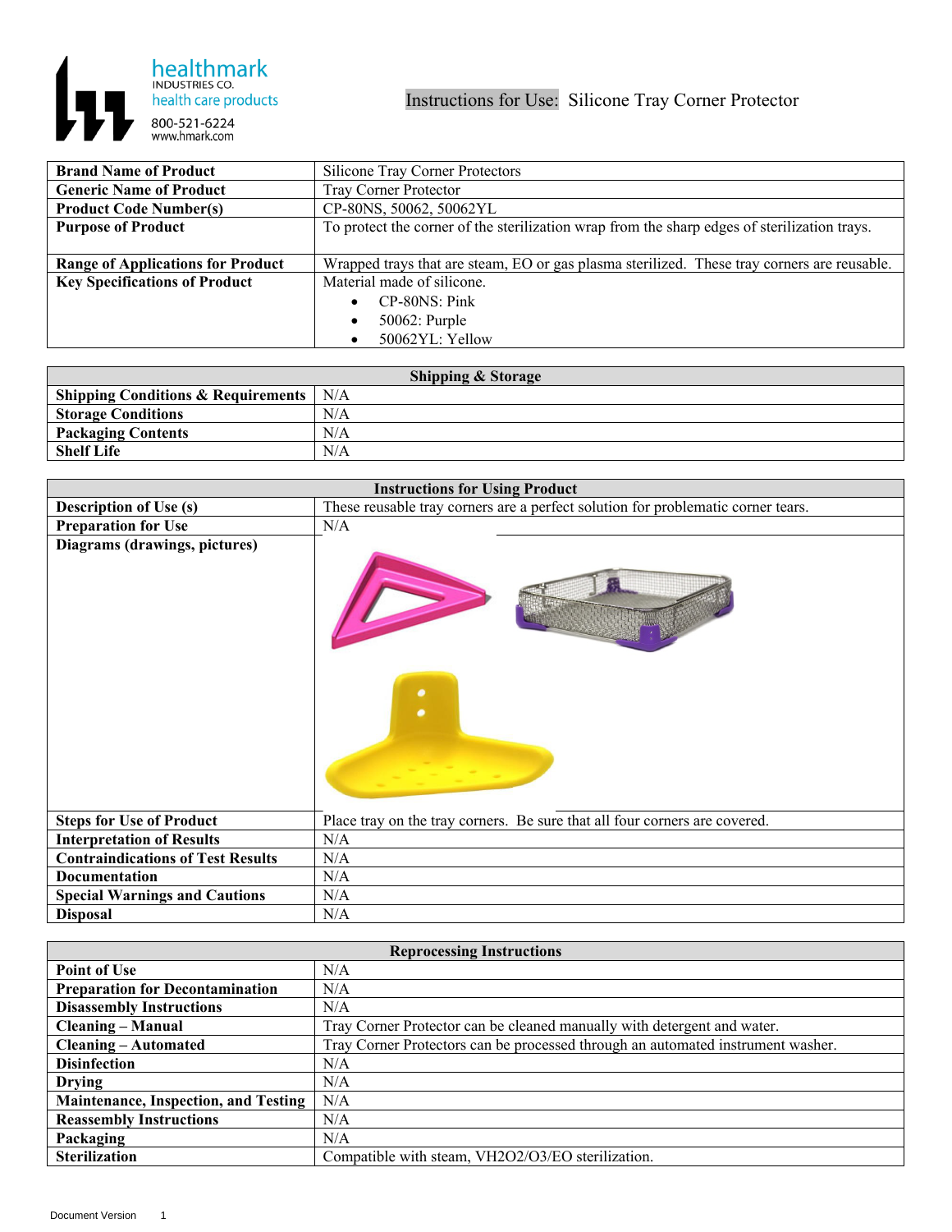healthmark
INDUSTRIES CO.
health care products
800-521-6224
www.hmark.com

# Instructions for Use: Silicone Tray Corner Protector

| | |
|---|---|
| **Brand Name of Product** | Silicone Tray Corner Protectors |
| **Generic Name of Product** | Tray Corner Protector |
| **Product Code Number(s)** | CP-80NS, 50062, 50062YL |
| **Purpose of Product** | To protect the corner of the sterilization wrap from the sharp edges of sterilization trays. |
| **Range of Applications for Product** | Wrapped trays that are steam, EO or gas plasma sterilized. These tray corners are reusable. |
| **Key Specifications of Product** | Material made of silicone.<br>• CP-80NS: Pink<br>• 50062: Purple<br>• 50062YL: Yellow |

| Shipping & Storage | |
|---|---|
| **Shipping Conditions & Requirements** | N/A |
| **Storage Conditions** | N/A |
| **Packaging Contents** | N/A |
| **Shelf Life** | N/A |

| Instructions for Using Product | |
|---|---|
| **Description of Use (s)** | These reusable tray corners are a perfect solution for problematic corner tears. |
| **Preparation for Use** | N/A |
| **Diagrams (drawings, pictures)** | |
| **Steps for Use of Product** | Place tray on the tray corners. Be sure that all four corners are covered. |
| **Interpretation of Results** | N/A |
| **Contraindications of Test Results** | N/A |
| **Documentation** | N/A |
| **Special Warnings and Cautions** | N/A |
| **Disposal** | N/A |

| Reprocessing Instructions | |
|---|---|
| **Point of Use** | N/A |
| **Preparation for Decontamination** | N/A |
| **Disassembly Instructions** | N/A |
| **Cleaning – Manual** | Tray Corner Protector can be cleaned manually with detergent and water. |
| **Cleaning – Automated** | Tray Corner Protectors can be processed through an automated instrument washer. |
| **Disinfection** | N/A |
| **Drying** | N/A |
| **Maintenance, Inspection, and Testing** | N/A |
| **Reassembly Instructions** | N/A |
| **Packaging** | N/A |
| **Sterilization** | Compatible with steam, VH2O2/O3/EO sterilization. |

Document Version 1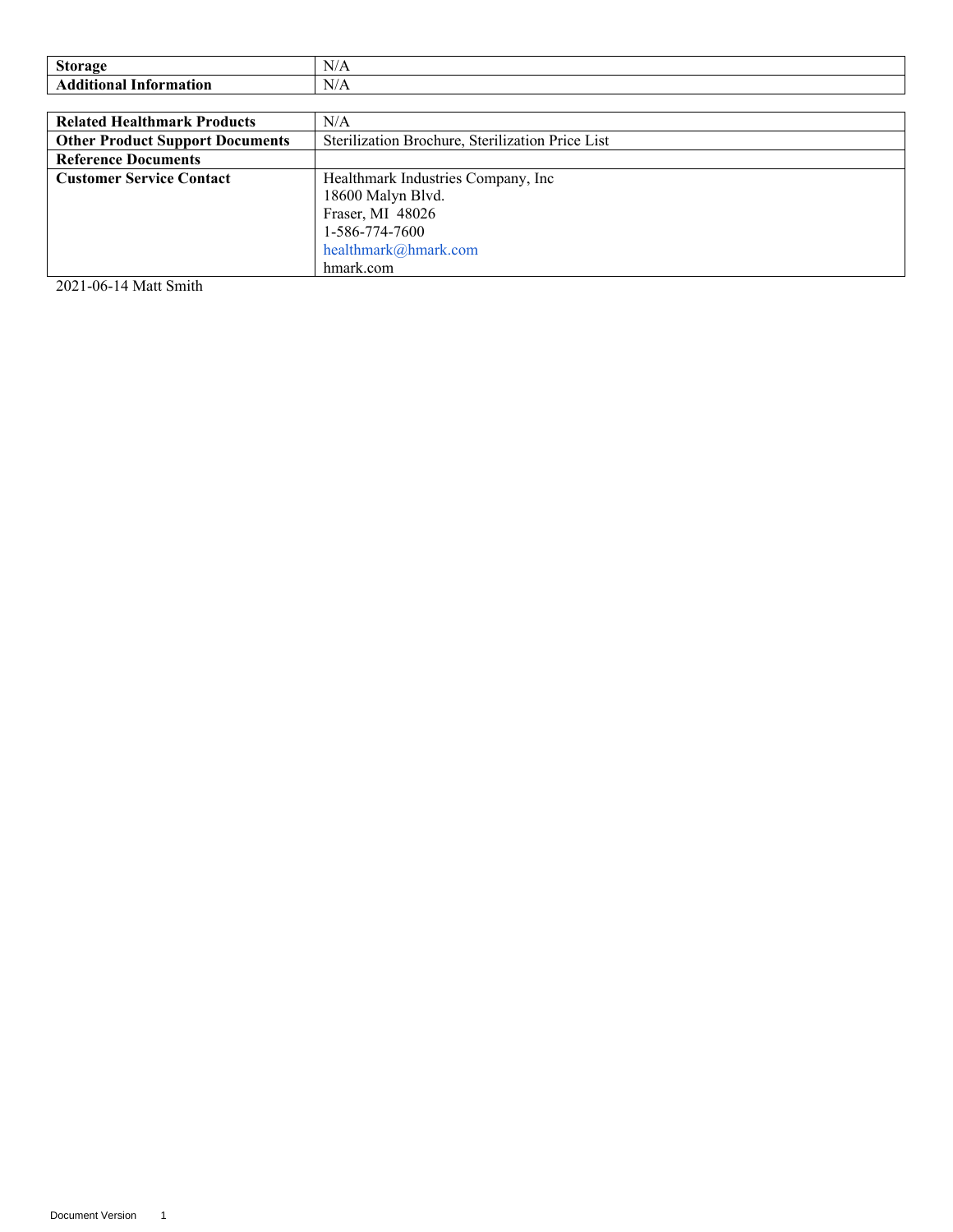| | |
|---|---|
| **Storage** | N/A |
| **Additional Information** | N/A |

| | |
|---|---|
| **Related Healthmark Products** | N/A |
| **Other Product Support Documents** | Sterilization Brochure, Sterilization Price List |
| **Reference Documents** | |
| **Customer Service Contact** | Healthmark Industries Company, Inc<br>18600 Malyn Blvd.<br>Fraser, MI 48026<br>1-586-774-7600<br>healthmark@hmark.com<br>hmark.com |

2021-06-14 Matt Smith

Document Version 1